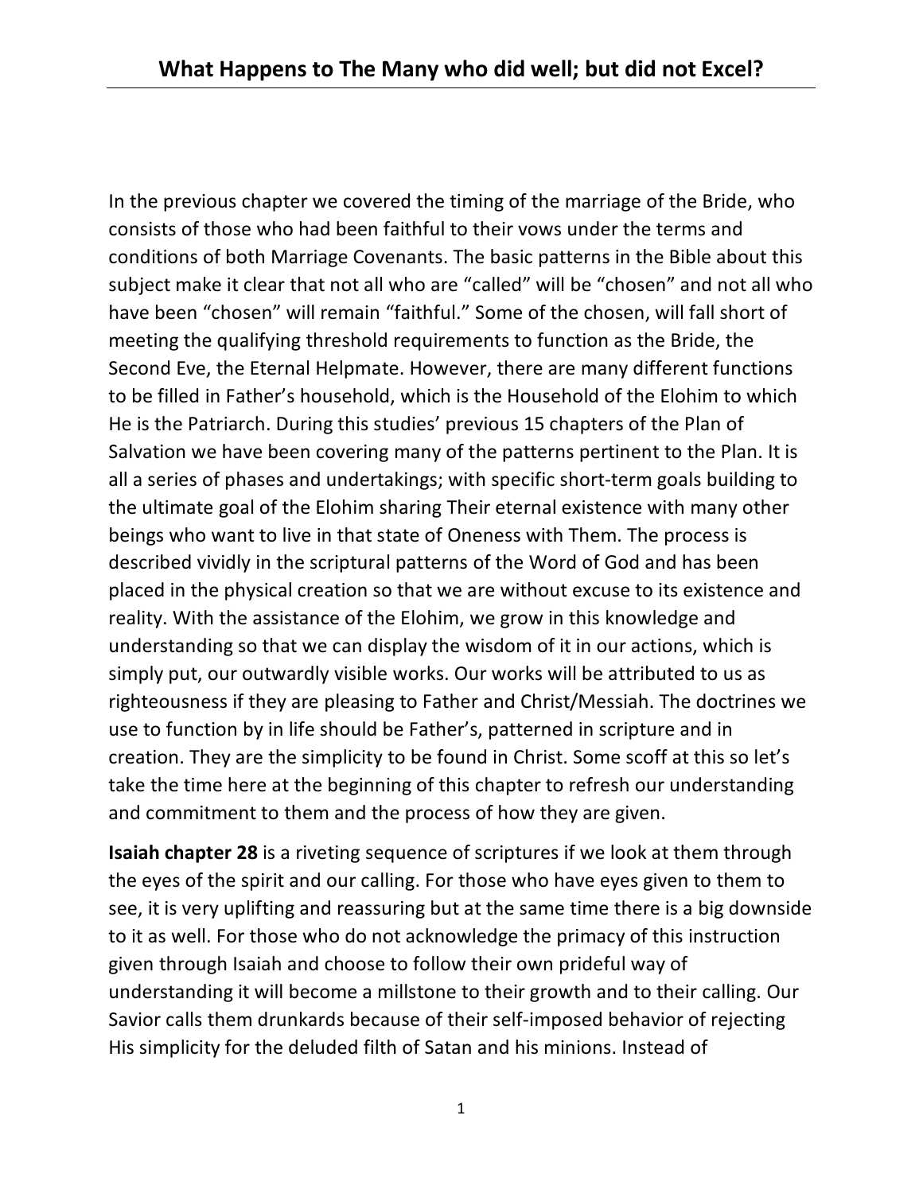# What Happens to The Many who did well; but did not Excel?

In the previous chapter we covered the timing of the marriage of the Bride, who consists of those who had been faithful to their vows under the terms and conditions of both Marriage Covenants. The basic patterns in the Bible about this subject make it clear that not all who are "called" will be "chosen" and not all who have been "chosen" will remain "faithful." Some of the chosen, will fall short of meeting the qualifying threshold requirements to function as the Bride, the Second Eve, the Eternal Helpmate. However, there are many different functions to be filled in Father's household, which is the Household of the Elohim to which He is the Patriarch. During this studies' previous 15 chapters of the Plan of Salvation we have been covering many of the patterns pertinent to the Plan. It is all a series of phases and undertakings; with specific short-term goals building to the ultimate goal of the Elohim sharing Their eternal existence with many other beings who want to live in that state of Oneness with Them. The process is described vividly in the scriptural patterns of the Word of God and has been placed in the physical creation so that we are without excuse to its existence and reality. With the assistance of the Elohim, we grow in this knowledge and understanding so that we can display the wisdom of it in our actions, which is simply put, our outwardly visible works. Our works will be attributed to us as righteousness if they are pleasing to Father and Christ/Messiah. The doctrines we use to function by in life should be Father's, patterned in scripture and in creation. They are the simplicity to be found in Christ. Some scoff at this so let's take the time here at the beginning of this chapter to refresh our understanding and commitment to them and the process of how they are given.

**Isaiah chapter 28** is a riveting sequence of scriptures if we look at them through the eyes of the spirit and our calling. For those who have eyes given to them to see, it is very uplifting and reassuring but at the same time there is a big downside to it as well. For those who do not acknowledge the primacy of this instruction given through Isaiah and choose to follow their own prideful way of understanding it will become a millstone to their growth and to their calling. Our Savior calls them drunkards because of their self-imposed behavior of rejecting His simplicity for the deluded filth of Satan and his minions. Instead of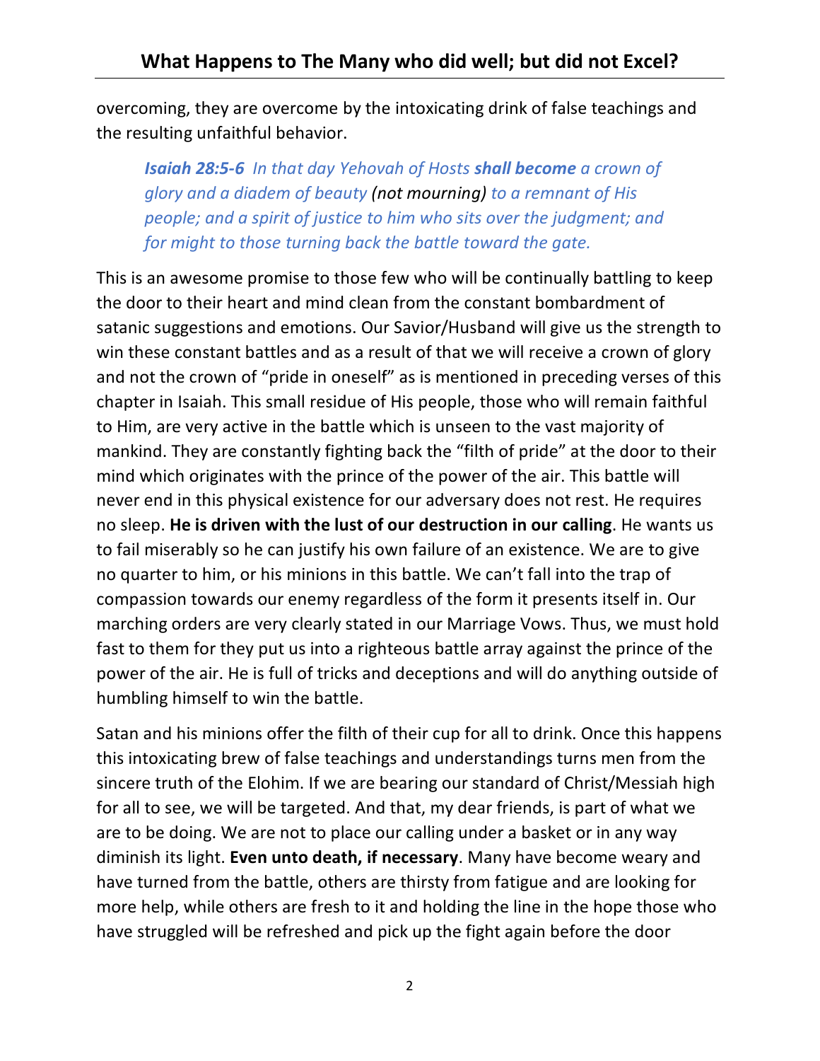overcoming, they are overcome by the intoxicating drink of false teachings and the resulting unfaithful behavior.

> ***Isaiah 28:5-6*** *In that day Yehovah of Hosts **shall become** a crown of glory and a diadem of beauty **(not mourning)** to a remnant of His people; and a spirit of justice to him who sits over the judgment; and for might to those turning back the battle toward the gate.*

This is an awesome promise to those few who will be continually battling to keep the door to their heart and mind clean from the constant bombardment of satanic suggestions and emotions. Our Savior/Husband will give us the strength to win these constant battles and as a result of that we will receive a crown of glory and not the crown of "pride in oneself" as is mentioned in preceding verses of this chapter in Isaiah. This small residue of His people, those who will remain faithful to Him, are very active in the battle which is unseen to the vast majority of mankind. They are constantly fighting back the "filth of pride" at the door to their mind which originates with the prince of the power of the air. This battle will never end in this physical existence for our adversary does not rest. He requires no sleep. **He is driven with the lust of our destruction in our calling**. He wants us to fail miserably so he can justify his own failure of an existence. We are to give no quarter to him, or his minions in this battle. We can't fall into the trap of compassion towards our enemy regardless of the form it presents itself in. Our marching orders are very clearly stated in our Marriage Vows. Thus, we must hold fast to them for they put us into a righteous battle array against the prince of the power of the air. He is full of tricks and deceptions and will do anything outside of humbling himself to win the battle.

Satan and his minions offer the filth of their cup for all to drink. Once this happens this intoxicating brew of false teachings and understandings turns men from the sincere truth of the Elohim. If we are bearing our standard of Christ/Messiah high for all to see, we will be targeted. And that, my dear friends, is part of what we are to be doing. We are not to place our calling under a basket or in any way diminish its light. **Even unto death, if necessary**. Many have become weary and have turned from the battle, others are thirsty from fatigue and are looking for more help, while others are fresh to it and holding the line in the hope those who have struggled will be refreshed and pick up the fight again before the door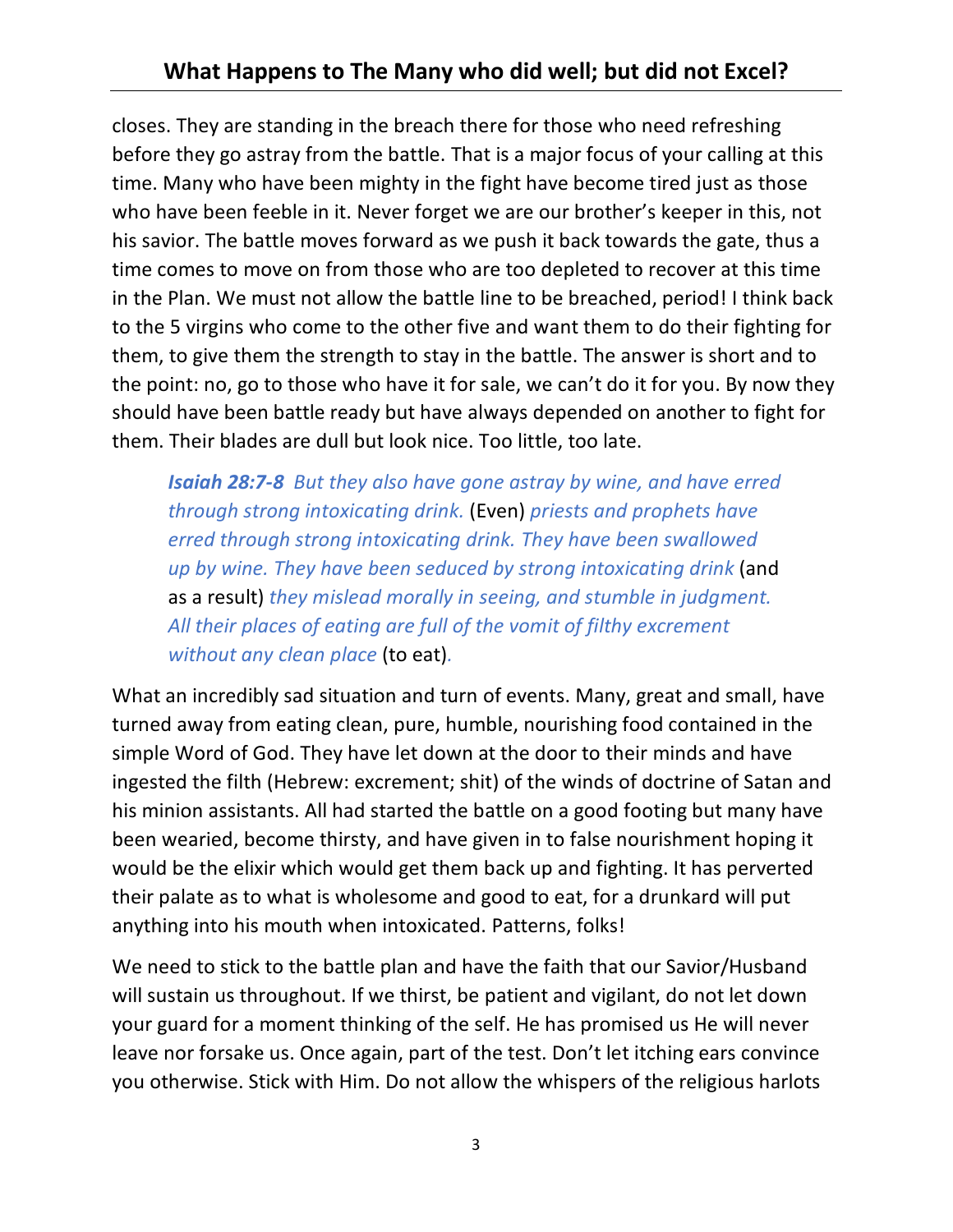closes. They are standing in the breach there for those who need refreshing before they go astray from the battle. That is a major focus of your calling at this time. Many who have been mighty in the fight have become tired just as those who have been feeble in it. Never forget we are our brother's keeper in this, not his savior. The battle moves forward as we push it back towards the gate, thus a time comes to move on from those who are too depleted to recover at this time in the Plan. We must not allow the battle line to be breached, period! I think back to the 5 virgins who come to the other five and want them to do their fighting for them, to give them the strength to stay in the battle. The answer is short and to the point: no, go to those who have it for sale, we can't do it for you. By now they should have been battle ready but have always depended on another to fight for them. Their blades are dull but look nice. Too little, too late.

> ***Isaiah 28:7-8*** *But they also have gone astray by wine, and have erred through strong intoxicating drink.* (Even) *priests and prophets have erred through strong intoxicating drink. They have been swallowed up by wine. They have been seduced by strong intoxicating drink* (and as a result) *they mislead morally in seeing, and stumble in judgment. All their places of eating are full of the vomit of filthy excrement without any clean place* (to eat)*.*

What an incredibly sad situation and turn of events. Many, great and small, have turned away from eating clean, pure, humble, nourishing food contained in the simple Word of God. They have let down at the door to their minds and have ingested the filth (Hebrew: excrement; shit) of the winds of doctrine of Satan and his minion assistants. All had started the battle on a good footing but many have been wearied, become thirsty, and have given in to false nourishment hoping it would be the elixir which would get them back up and fighting. It has perverted their palate as to what is wholesome and good to eat, for a drunkard will put anything into his mouth when intoxicated. Patterns, folks!

We need to stick to the battle plan and have the faith that our Savior/Husband will sustain us throughout. If we thirst, be patient and vigilant, do not let down your guard for a moment thinking of the self. He has promised us He will never leave nor forsake us. Once again, part of the test. Don't let itching ears convince you otherwise. Stick with Him. Do not allow the whispers of the religious harlots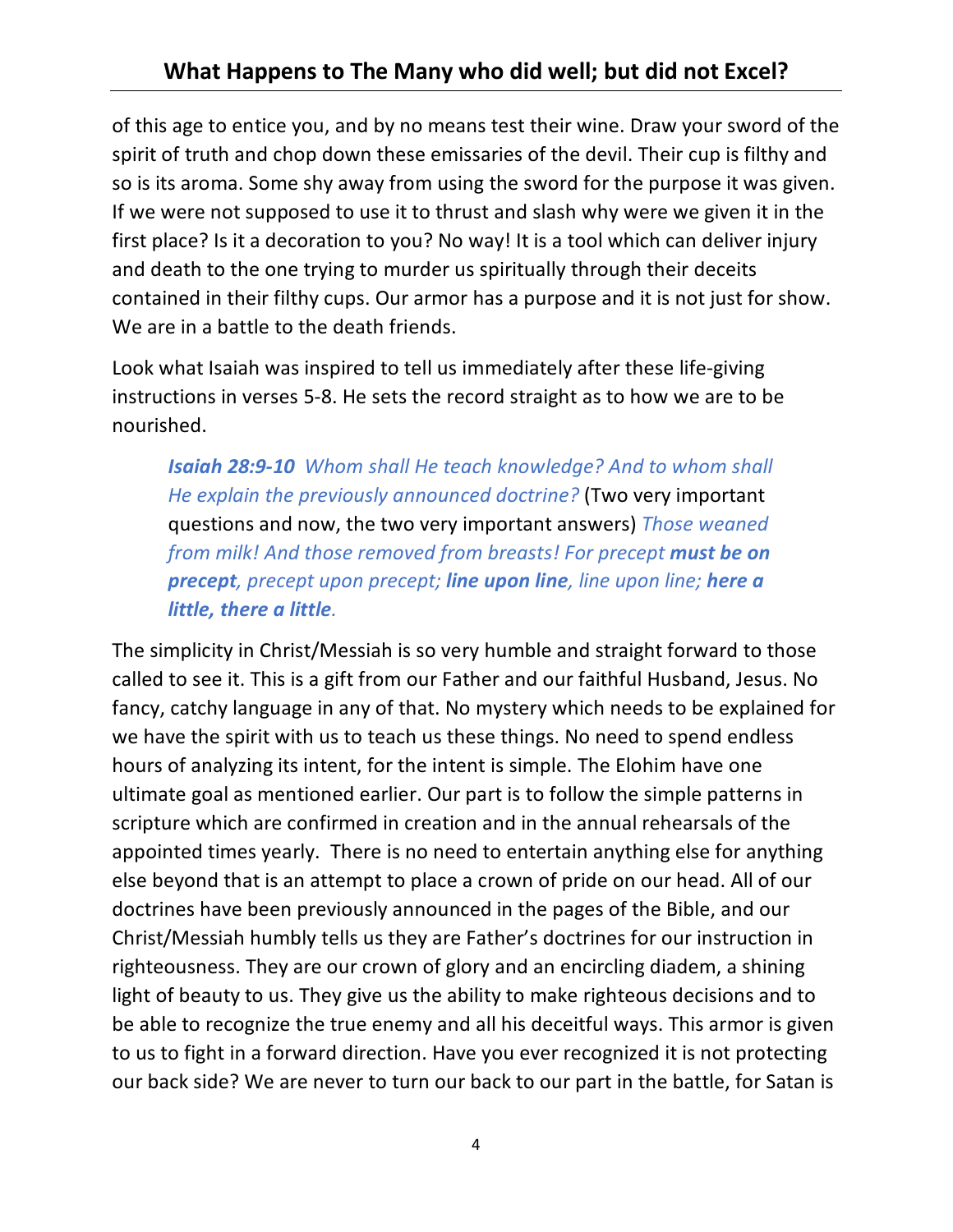of this age to entice you, and by no means test their wine. Draw your sword of the spirit of truth and chop down these emissaries of the devil. Their cup is filthy and so is its aroma. Some shy away from using the sword for the purpose it was given. If we were not supposed to use it to thrust and slash why were we given it in the first place? Is it a decoration to you? No way! It is a tool which can deliver injury and death to the one trying to murder us spiritually through their deceits contained in their filthy cups. Our armor has a purpose and it is not just for show. We are in a battle to the death friends.

Look what Isaiah was inspired to tell us immediately after these life-giving instructions in verses 5-8. He sets the record straight as to how we are to be nourished.

> ***Isaiah 28:9-10*** *Whom shall He teach knowledge? And to whom shall He explain the previously announced doctrine?* (Two very important questions and now, the two very important answers) *Those weaned from milk! And those removed from breasts! For precept **must be on precept**, precept upon precept; **line upon line**, line upon line; **here a little, there a little**.*

The simplicity in Christ/Messiah is so very humble and straight forward to those called to see it. This is a gift from our Father and our faithful Husband, Jesus. No fancy, catchy language in any of that. No mystery which needs to be explained for we have the spirit with us to teach us these things. No need to spend endless hours of analyzing its intent, for the intent is simple. The Elohim have one ultimate goal as mentioned earlier. Our part is to follow the simple patterns in scripture which are confirmed in creation and in the annual rehearsals of the appointed times yearly. There is no need to entertain anything else for anything else beyond that is an attempt to place a crown of pride on our head. All of our doctrines have been previously announced in the pages of the Bible, and our Christ/Messiah humbly tells us they are Father's doctrines for our instruction in righteousness. They are our crown of glory and an encircling diadem, a shining light of beauty to us. They give us the ability to make righteous decisions and to be able to recognize the true enemy and all his deceitful ways. This armor is given to us to fight in a forward direction. Have you ever recognized it is not protecting our back side? We are never to turn our back to our part in the battle, for Satan is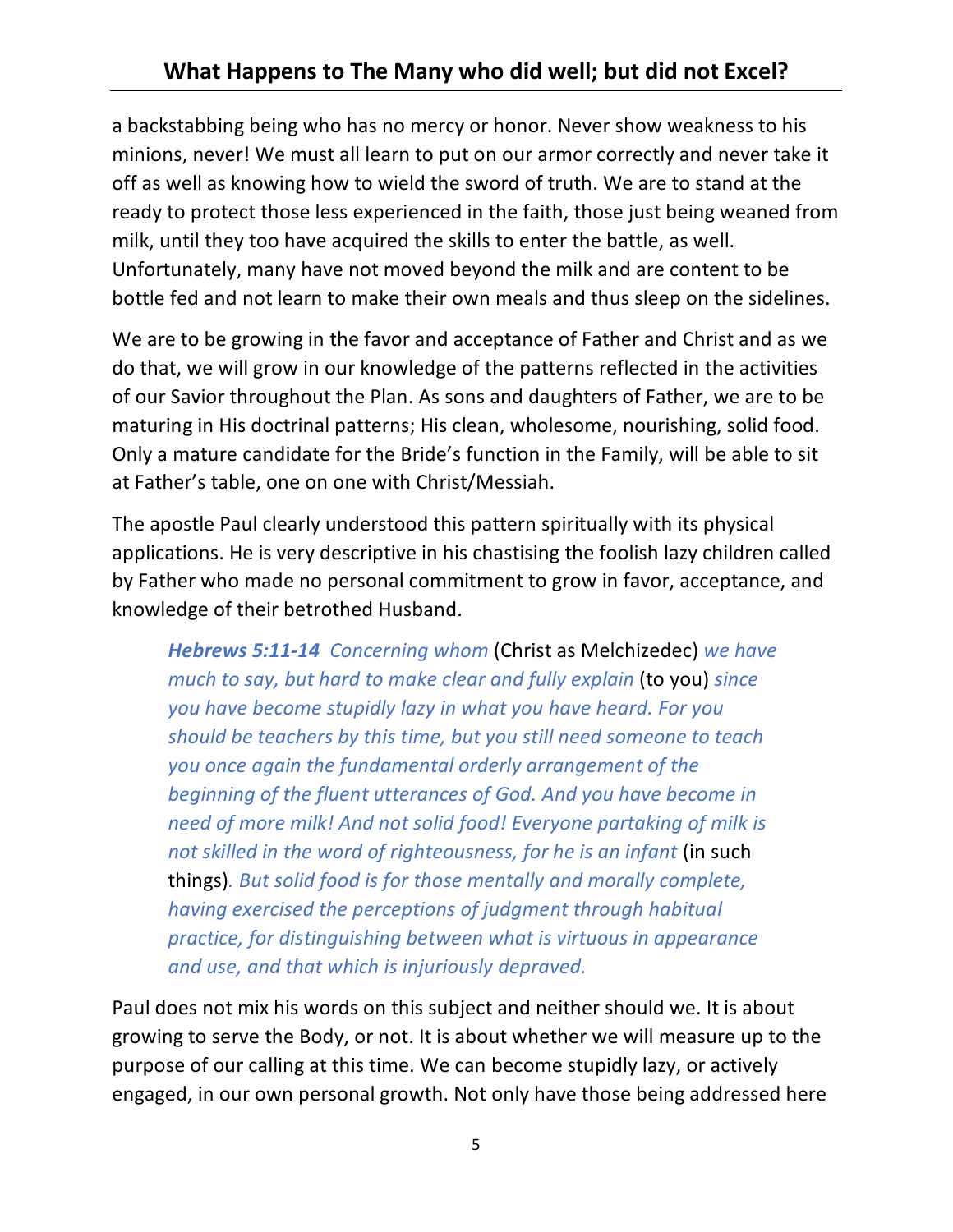a backstabbing being who has no mercy or honor. Never show weakness to his minions, never! We must all learn to put on our armor correctly and never take it off as well as knowing how to wield the sword of truth. We are to stand at the ready to protect those less experienced in the faith, those just being weaned from milk, until they too have acquired the skills to enter the battle, as well. Unfortunately, many have not moved beyond the milk and are content to be bottle fed and not learn to make their own meals and thus sleep on the sidelines.

We are to be growing in the favor and acceptance of Father and Christ and as we do that, we will grow in our knowledge of the patterns reflected in the activities of our Savior throughout the Plan. As sons and daughters of Father, we are to be maturing in His doctrinal patterns; His clean, wholesome, nourishing, solid food. Only a mature candidate for the Bride's function in the Family, will be able to sit at Father's table, one on one with Christ/Messiah.

The apostle Paul clearly understood this pattern spiritually with its physical applications. He is very descriptive in his chastising the foolish lazy children called by Father who made no personal commitment to grow in favor, acceptance, and knowledge of their betrothed Husband.

> ***Hebrews 5:11-14*** *Concerning whom* (Christ as Melchizedec) *we have much to say, but hard to make clear and fully explain* (to you) *since you have become stupidly lazy in what you have heard. For you should be teachers by this time, but you still need someone to teach you once again the fundamental orderly arrangement of the beginning of the fluent utterances of God. And you have become in need of more milk! And not solid food! Everyone partaking of milk is not skilled in the word of righteousness, for he is an infant* (in such things)*. But solid food is for those mentally and morally complete, having exercised the perceptions of judgment through habitual practice, for distinguishing between what is virtuous in appearance and use, and that which is injuriously depraved.*

Paul does not mix his words on this subject and neither should we. It is about growing to serve the Body, or not. It is about whether we will measure up to the purpose of our calling at this time. We can become stupidly lazy, or actively engaged, in our own personal growth. Not only have those being addressed here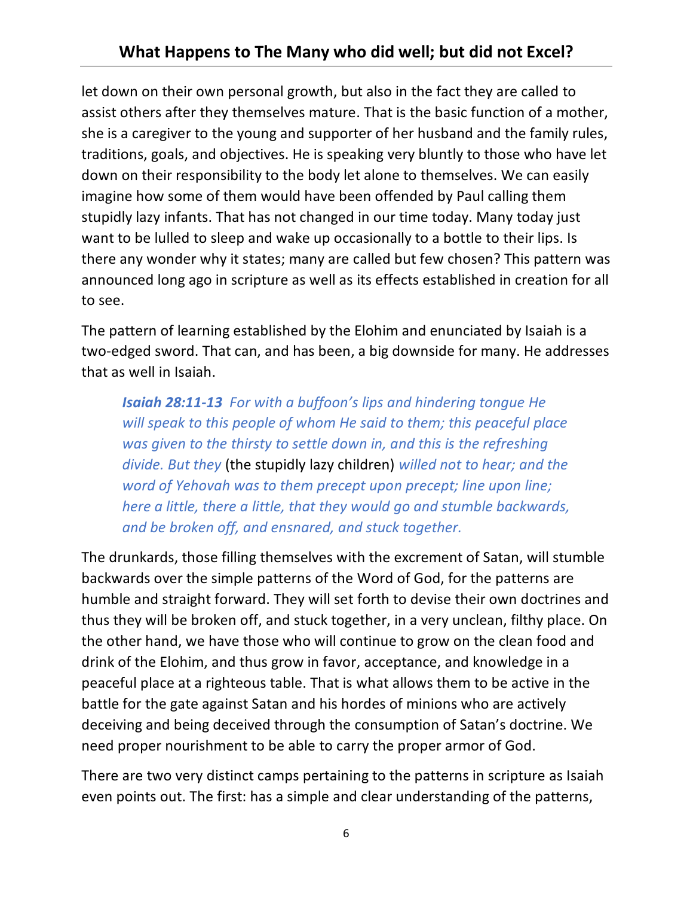let down on their own personal growth, but also in the fact they are called to assist others after they themselves mature. That is the basic function of a mother, she is a caregiver to the young and supporter of her husband and the family rules, traditions, goals, and objectives. He is speaking very bluntly to those who have let down on their responsibility to the body let alone to themselves. We can easily imagine how some of them would have been offended by Paul calling them stupidly lazy infants. That has not changed in our time today. Many today just want to be lulled to sleep and wake up occasionally to a bottle to their lips. Is there any wonder why it states; many are called but few chosen? This pattern was announced long ago in scripture as well as its effects established in creation for all to see.

The pattern of learning established by the Elohim and enunciated by Isaiah is a two-edged sword. That can, and has been, a big downside for many. He addresses that as well in Isaiah.

> ***Isaiah 28:11-13*** *For with a buffoon's lips and hindering tongue He will speak to this people of whom He said to them; this peaceful place was given to the thirsty to settle down in, and this is the refreshing divide. But they* (the stupidly lazy children) *willed not to hear; and the word of Yehovah was to them precept upon precept; line upon line; here a little, there a little, that they would go and stumble backwards, and be broken off, and ensnared, and stuck together.*

The drunkards, those filling themselves with the excrement of Satan, will stumble backwards over the simple patterns of the Word of God, for the patterns are humble and straight forward. They will set forth to devise their own doctrines and thus they will be broken off, and stuck together, in a very unclean, filthy place. On the other hand, we have those who will continue to grow on the clean food and drink of the Elohim, and thus grow in favor, acceptance, and knowledge in a peaceful place at a righteous table. That is what allows them to be active in the battle for the gate against Satan and his hordes of minions who are actively deceiving and being deceived through the consumption of Satan's doctrine. We need proper nourishment to be able to carry the proper armor of God.

There are two very distinct camps pertaining to the patterns in scripture as Isaiah even points out. The first: has a simple and clear understanding of the patterns,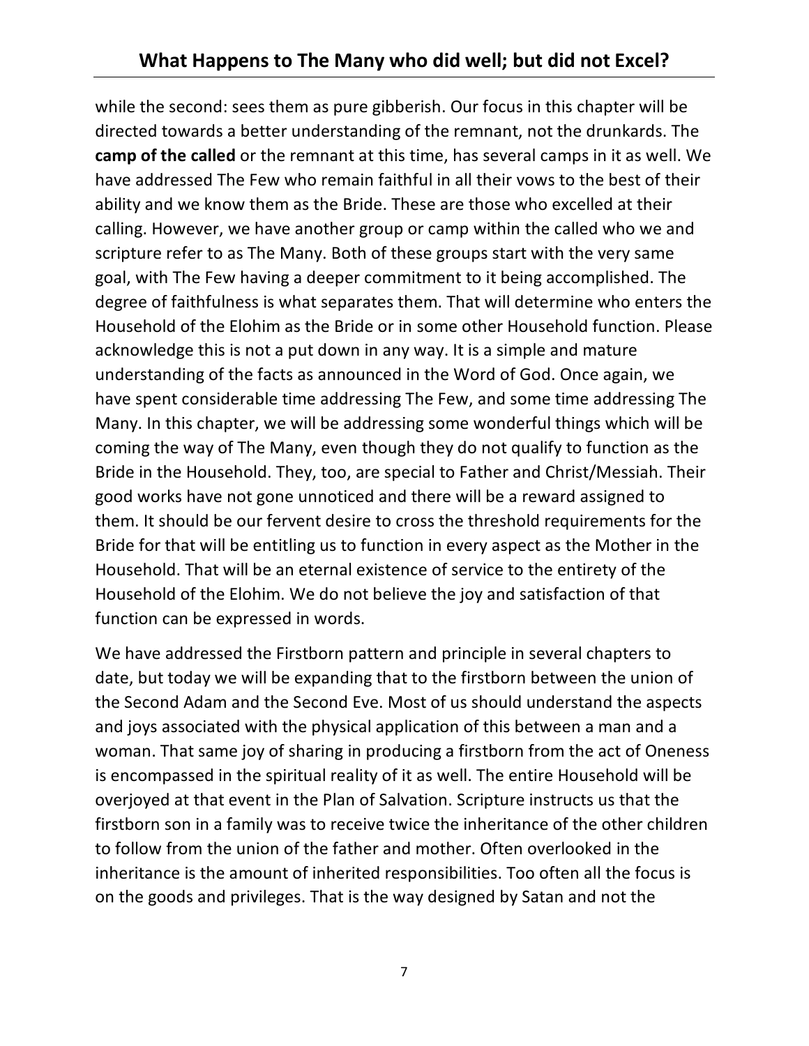while the second: sees them as pure gibberish. Our focus in this chapter will be directed towards a better understanding of the remnant, not the drunkards. The **camp of the called** or the remnant at this time, has several camps in it as well. We have addressed The Few who remain faithful in all their vows to the best of their ability and we know them as the Bride. These are those who excelled at their calling. However, we have another group or camp within the called who we and scripture refer to as The Many. Both of these groups start with the very same goal, with The Few having a deeper commitment to it being accomplished. The degree of faithfulness is what separates them. That will determine who enters the Household of the Elohim as the Bride or in some other Household function. Please acknowledge this is not a put down in any way. It is a simple and mature understanding of the facts as announced in the Word of God. Once again, we have spent considerable time addressing The Few, and some time addressing The Many. In this chapter, we will be addressing some wonderful things which will be coming the way of The Many, even though they do not qualify to function as the Bride in the Household. They, too, are special to Father and Christ/Messiah. Their good works have not gone unnoticed and there will be a reward assigned to them. It should be our fervent desire to cross the threshold requirements for the Bride for that will be entitling us to function in every aspect as the Mother in the Household. That will be an eternal existence of service to the entirety of the Household of the Elohim. We do not believe the joy and satisfaction of that function can be expressed in words.

We have addressed the Firstborn pattern and principle in several chapters to date, but today we will be expanding that to the firstborn between the union of the Second Adam and the Second Eve. Most of us should understand the aspects and joys associated with the physical application of this between a man and a woman. That same joy of sharing in producing a firstborn from the act of Oneness is encompassed in the spiritual reality of it as well. The entire Household will be overjoyed at that event in the Plan of Salvation. Scripture instructs us that the firstborn son in a family was to receive twice the inheritance of the other children to follow from the union of the father and mother. Often overlooked in the inheritance is the amount of inherited responsibilities. Too often all the focus is on the goods and privileges. That is the way designed by Satan and not the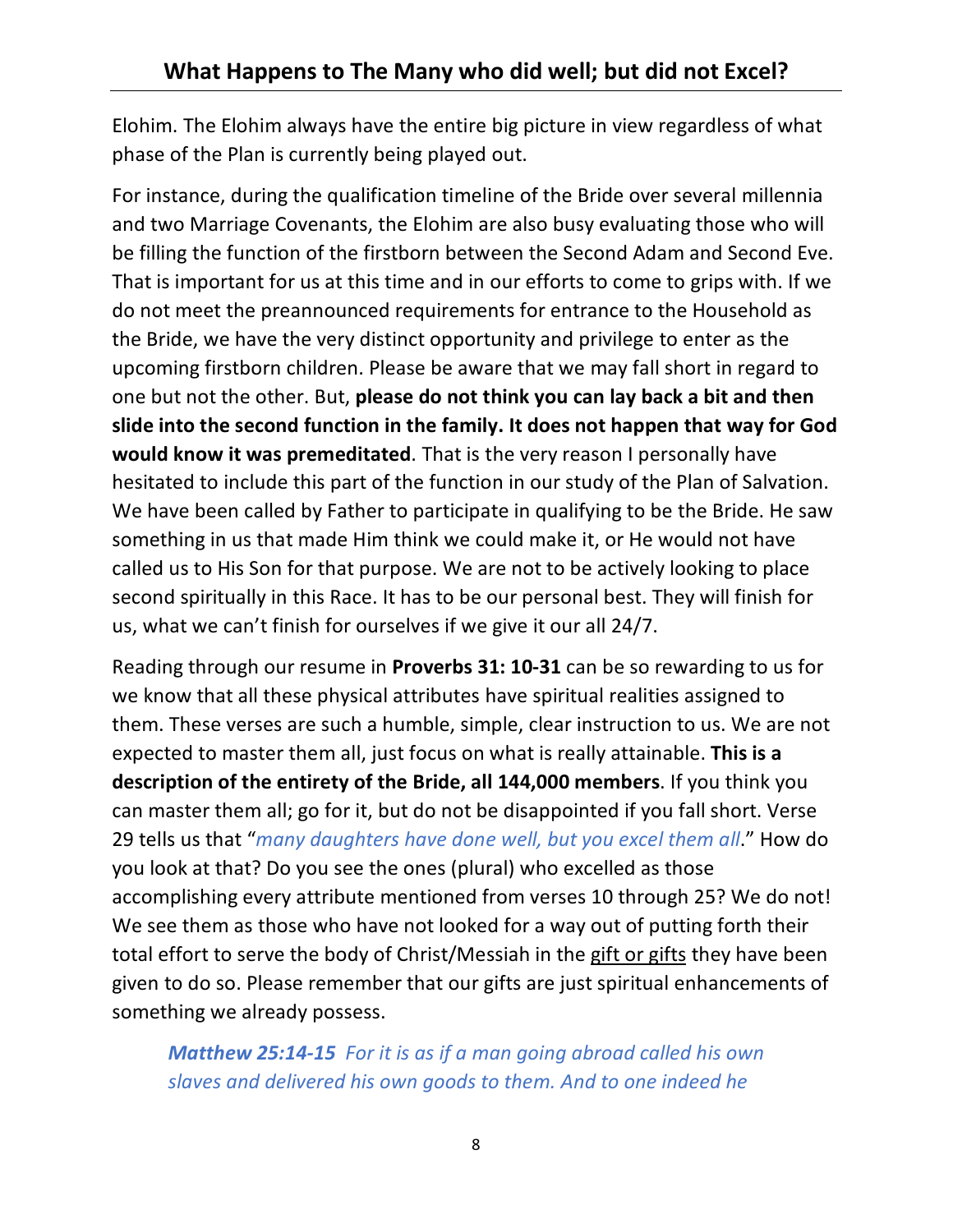Elohim. The Elohim always have the entire big picture in view regardless of what phase of the Plan is currently being played out.

For instance, during the qualification timeline of the Bride over several millennia and two Marriage Covenants, the Elohim are also busy evaluating those who will be filling the function of the firstborn between the Second Adam and Second Eve. That is important for us at this time and in our efforts to come to grips with. If we do not meet the preannounced requirements for entrance to the Household as the Bride, we have the very distinct opportunity and privilege to enter as the upcoming firstborn children. Please be aware that we may fall short in regard to one but not the other. But, **please do not think you can lay back a bit and then slide into the second function in the family. It does not happen that way for God would know it was premeditated**. That is the very reason I personally have hesitated to include this part of the function in our study of the Plan of Salvation. We have been called by Father to participate in qualifying to be the Bride. He saw something in us that made Him think we could make it, or He would not have called us to His Son for that purpose. We are not to be actively looking to place second spiritually in this Race. It has to be our personal best. They will finish for us, what we can't finish for ourselves if we give it our all 24/7.

Reading through our resume in **Proverbs 31: 10-31** can be so rewarding to us for we know that all these physical attributes have spiritual realities assigned to them. These verses are such a humble, simple, clear instruction to us. We are not expected to master them all, just focus on what is really attainable. **This is a description of the entirety of the Bride, all 144,000 members**. If you think you can master them all; go for it, but do not be disappointed if you fall short. Verse 29 tells us that "*many daughters have done well, but you excel them all*." How do you look at that? Do you see the ones (plural) who excelled as those accomplishing every attribute mentioned from verses 10 through 25? We do not! We see them as those who have not looked for a way out of putting forth their total effort to serve the body of Christ/Messiah in the gift or gifts they have been given to do so. Please remember that our gifts are just spiritual enhancements of something we already possess.

> ***Matthew 25:14-15*** *For it is as if a man going abroad called his own slaves and delivered his own goods to them. And to one indeed he*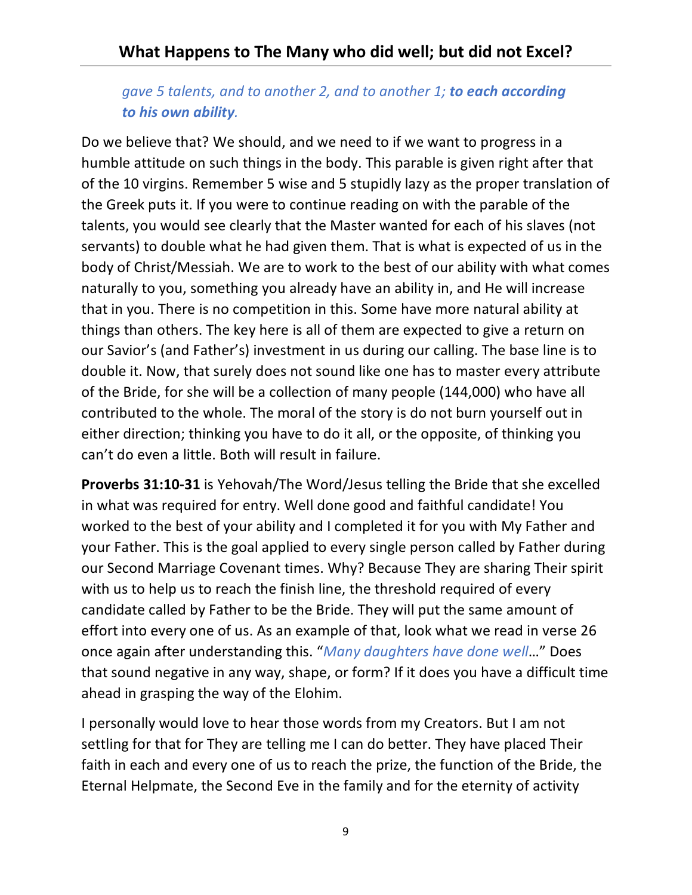*gave 5 talents, and to another 2, and to another 1;* ***to each according to his own ability****.*

Do we believe that? We should, and we need to if we want to progress in a humble attitude on such things in the body. This parable is given right after that of the 10 virgins. Remember 5 wise and 5 stupidly lazy as the proper translation of the Greek puts it. If you were to continue reading on with the parable of the talents, you would see clearly that the Master wanted for each of his slaves (not servants) to double what he had given them. That is what is expected of us in the body of Christ/Messiah. We are to work to the best of our ability with what comes naturally to you, something you already have an ability in, and He will increase that in you. There is no competition in this. Some have more natural ability at things than others. The key here is all of them are expected to give a return on our Savior's (and Father's) investment in us during our calling. The base line is to double it. Now, that surely does not sound like one has to master every attribute of the Bride, for she will be a collection of many people (144,000) who have all contributed to the whole. The moral of the story is do not burn yourself out in either direction; thinking you have to do it all, or the opposite, of thinking you can't do even a little. Both will result in failure.

**Proverbs 31:10-31** is Yehovah/The Word/Jesus telling the Bride that she excelled in what was required for entry. Well done good and faithful candidate! You worked to the best of your ability and I completed it for you with My Father and your Father. This is the goal applied to every single person called by Father during our Second Marriage Covenant times. Why? Because They are sharing Their spirit with us to help us to reach the finish line, the threshold required of every candidate called by Father to be the Bride. They will put the same amount of effort into every one of us. As an example of that, look what we read in verse 26 once again after understanding this. "*Many daughters have done well*…" Does that sound negative in any way, shape, or form? If it does you have a difficult time ahead in grasping the way of the Elohim.

I personally would love to hear those words from my Creators. But I am not settling for that for They are telling me I can do better. They have placed Their faith in each and every one of us to reach the prize, the function of the Bride, the Eternal Helpmate, the Second Eve in the family and for the eternity of activity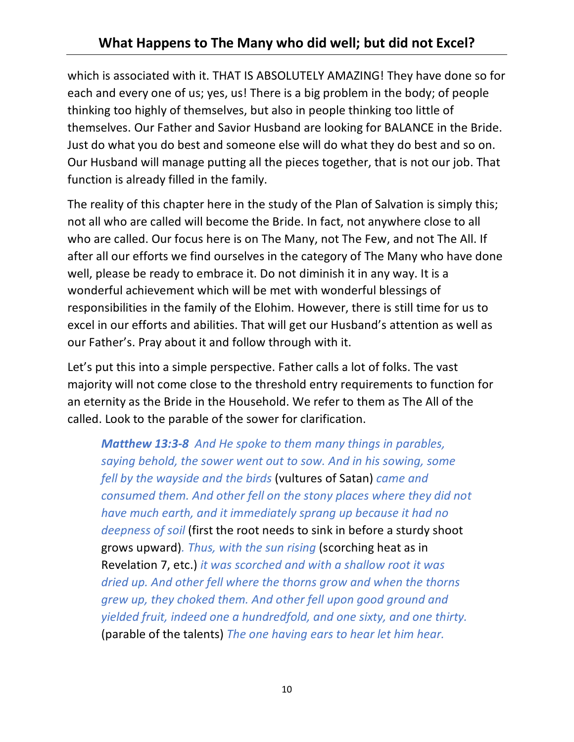which is associated with it. THAT IS ABSOLUTELY AMAZING! They have done so for each and every one of us; yes, us! There is a big problem in the body; of people thinking too highly of themselves, but also in people thinking too little of themselves. Our Father and Savior Husband are looking for BALANCE in the Bride. Just do what you do best and someone else will do what they do best and so on. Our Husband will manage putting all the pieces together, that is not our job. That function is already filled in the family.

The reality of this chapter here in the study of the Plan of Salvation is simply this; not all who are called will become the Bride. In fact, not anywhere close to all who are called. Our focus here is on The Many, not The Few, and not The All. If after all our efforts we find ourselves in the category of The Many who have done well, please be ready to embrace it. Do not diminish it in any way. It is a wonderful achievement which will be met with wonderful blessings of responsibilities in the family of the Elohim. However, there is still time for us to excel in our efforts and abilities. That will get our Husband's attention as well as our Father's. Pray about it and follow through with it.

Let's put this into a simple perspective. Father calls a lot of folks. The vast majority will not come close to the threshold entry requirements to function for an eternity as the Bride in the Household. We refer to them as The All of the called. Look to the parable of the sower for clarification.

> ***Matthew 13:3-8*** *And He spoke to them many things in parables, saying behold, the sower went out to sow. And in his sowing, some fell by the wayside and the birds* (vultures of Satan) *came and consumed them. And other fell on the stony places where they did not have much earth, and it immediately sprang up because it had no deepness of soil* (first the root needs to sink in before a sturdy shoot grows upward)*. Thus, with the sun rising* (scorching heat as in Revelation 7, etc.) *it was scorched and with a shallow root it was dried up. And other fell where the thorns grow and when the thorns grew up, they choked them. And other fell upon good ground and yielded fruit, indeed one a hundredfold, and one sixty, and one thirty.* (parable of the talents) *The one having ears to hear let him hear.*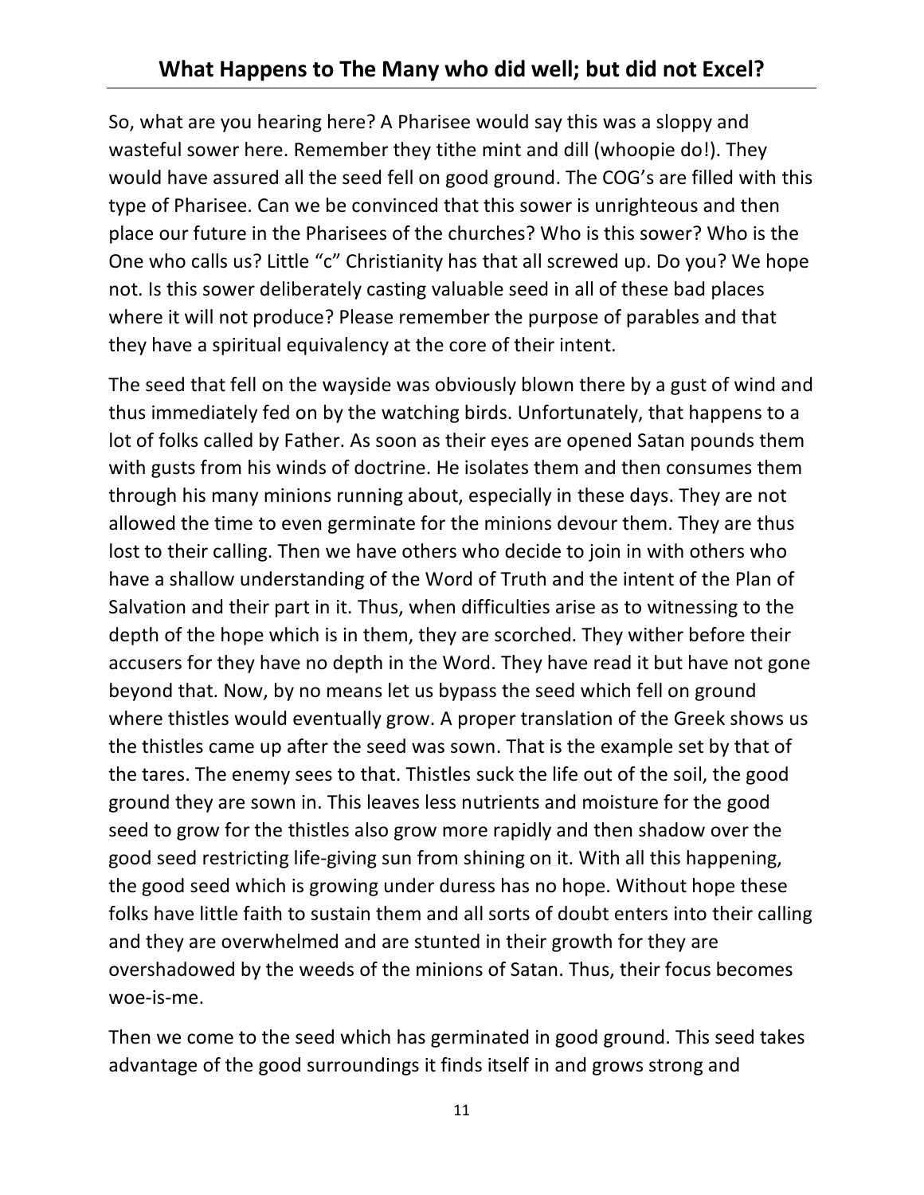So, what are you hearing here? A Pharisee would say this was a sloppy and wasteful sower here. Remember they tithe mint and dill (whoopie do!). They would have assured all the seed fell on good ground. The COG's are filled with this type of Pharisee. Can we be convinced that this sower is unrighteous and then place our future in the Pharisees of the churches? Who is this sower? Who is the One who calls us? Little "c" Christianity has that all screwed up. Do you? We hope not. Is this sower deliberately casting valuable seed in all of these bad places where it will not produce? Please remember the purpose of parables and that they have a spiritual equivalency at the core of their intent.

The seed that fell on the wayside was obviously blown there by a gust of wind and thus immediately fed on by the watching birds. Unfortunately, that happens to a lot of folks called by Father. As soon as their eyes are opened Satan pounds them with gusts from his winds of doctrine. He isolates them and then consumes them through his many minions running about, especially in these days. They are not allowed the time to even germinate for the minions devour them. They are thus lost to their calling. Then we have others who decide to join in with others who have a shallow understanding of the Word of Truth and the intent of the Plan of Salvation and their part in it. Thus, when difficulties arise as to witnessing to the depth of the hope which is in them, they are scorched. They wither before their accusers for they have no depth in the Word. They have read it but have not gone beyond that. Now, by no means let us bypass the seed which fell on ground where thistles would eventually grow. A proper translation of the Greek shows us the thistles came up after the seed was sown. That is the example set by that of the tares. The enemy sees to that. Thistles suck the life out of the soil, the good ground they are sown in. This leaves less nutrients and moisture for the good seed to grow for the thistles also grow more rapidly and then shadow over the good seed restricting life-giving sun from shining on it. With all this happening, the good seed which is growing under duress has no hope. Without hope these folks have little faith to sustain them and all sorts of doubt enters into their calling and they are overwhelmed and are stunted in their growth for they are overshadowed by the weeds of the minions of Satan. Thus, their focus becomes woe-is-me.

Then we come to the seed which has germinated in good ground. This seed takes advantage of the good surroundings it finds itself in and grows strong and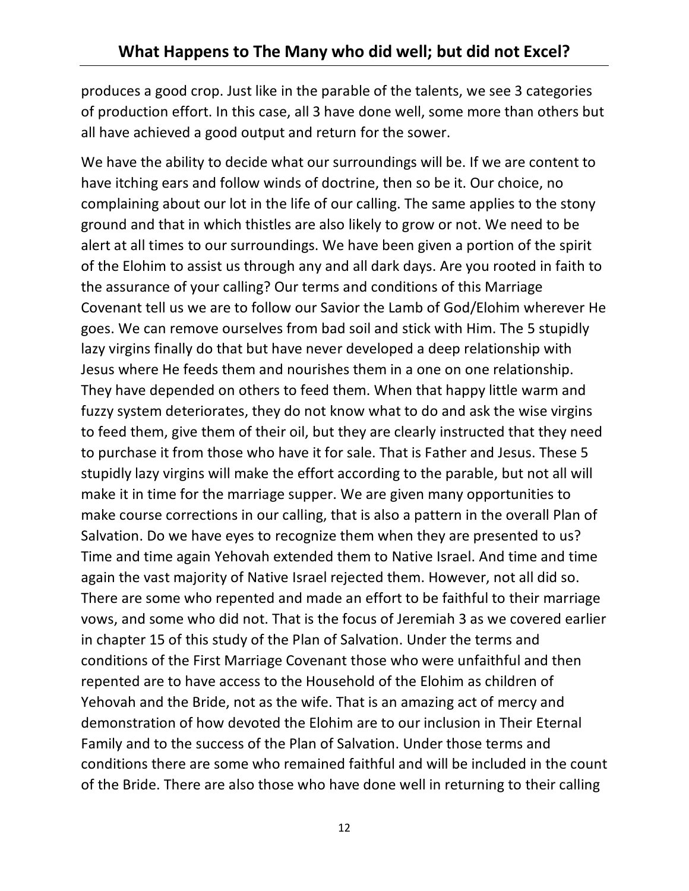produces a good crop. Just like in the parable of the talents, we see 3 categories of production effort. In this case, all 3 have done well, some more than others but all have achieved a good output and return for the sower.

We have the ability to decide what our surroundings will be. If we are content to have itching ears and follow winds of doctrine, then so be it. Our choice, no complaining about our lot in the life of our calling. The same applies to the stony ground and that in which thistles are also likely to grow or not. We need to be alert at all times to our surroundings. We have been given a portion of the spirit of the Elohim to assist us through any and all dark days. Are you rooted in faith to the assurance of your calling? Our terms and conditions of this Marriage Covenant tell us we are to follow our Savior the Lamb of God/Elohim wherever He goes. We can remove ourselves from bad soil and stick with Him. The 5 stupidly lazy virgins finally do that but have never developed a deep relationship with Jesus where He feeds them and nourishes them in a one on one relationship. They have depended on others to feed them. When that happy little warm and fuzzy system deteriorates, they do not know what to do and ask the wise virgins to feed them, give them of their oil, but they are clearly instructed that they need to purchase it from those who have it for sale. That is Father and Jesus. These 5 stupidly lazy virgins will make the effort according to the parable, but not all will make it in time for the marriage supper. We are given many opportunities to make course corrections in our calling, that is also a pattern in the overall Plan of Salvation. Do we have eyes to recognize them when they are presented to us? Time and time again Yehovah extended them to Native Israel. And time and time again the vast majority of Native Israel rejected them. However, not all did so. There are some who repented and made an effort to be faithful to their marriage vows, and some who did not. That is the focus of Jeremiah 3 as we covered earlier in chapter 15 of this study of the Plan of Salvation. Under the terms and conditions of the First Marriage Covenant those who were unfaithful and then repented are to have access to the Household of the Elohim as children of Yehovah and the Bride, not as the wife. That is an amazing act of mercy and demonstration of how devoted the Elohim are to our inclusion in Their Eternal Family and to the success of the Plan of Salvation. Under those terms and conditions there are some who remained faithful and will be included in the count of the Bride. There are also those who have done well in returning to their calling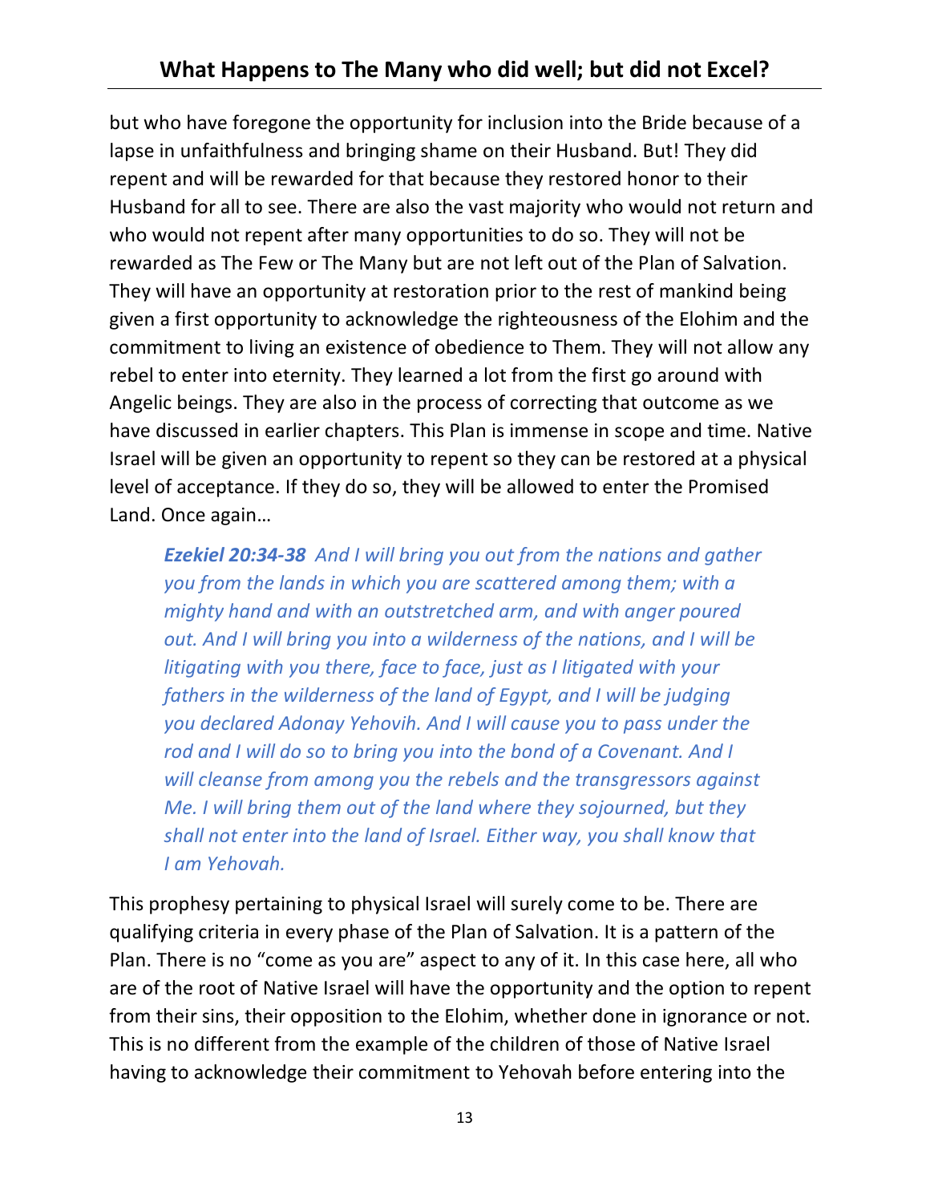but who have foregone the opportunity for inclusion into the Bride because of a lapse in unfaithfulness and bringing shame on their Husband. But! They did repent and will be rewarded for that because they restored honor to their Husband for all to see. There are also the vast majority who would not return and who would not repent after many opportunities to do so. They will not be rewarded as The Few or The Many but are not left out of the Plan of Salvation. They will have an opportunity at restoration prior to the rest of mankind being given a first opportunity to acknowledge the righteousness of the Elohim and the commitment to living an existence of obedience to Them. They will not allow any rebel to enter into eternity. They learned a lot from the first go around with Angelic beings. They are also in the process of correcting that outcome as we have discussed in earlier chapters. This Plan is immense in scope and time. Native Israel will be given an opportunity to repent so they can be restored at a physical level of acceptance. If they do so, they will be allowed to enter the Promised Land. Once again…

> ***Ezekiel 20:34-38*** *And I will bring you out from the nations and gather you from the lands in which you are scattered among them; with a mighty hand and with an outstretched arm, and with anger poured out. And I will bring you into a wilderness of the nations, and I will be litigating with you there, face to face, just as I litigated with your fathers in the wilderness of the land of Egypt, and I will be judging you declared Adonay Yehovih. And I will cause you to pass under the rod and I will do so to bring you into the bond of a Covenant. And I will cleanse from among you the rebels and the transgressors against Me. I will bring them out of the land where they sojourned, but they shall not enter into the land of Israel. Either way, you shall know that I am Yehovah.*

This prophesy pertaining to physical Israel will surely come to be. There are qualifying criteria in every phase of the Plan of Salvation. It is a pattern of the Plan. There is no "come as you are" aspect to any of it. In this case here, all who are of the root of Native Israel will have the opportunity and the option to repent from their sins, their opposition to the Elohim, whether done in ignorance or not. This is no different from the example of the children of those of Native Israel having to acknowledge their commitment to Yehovah before entering into the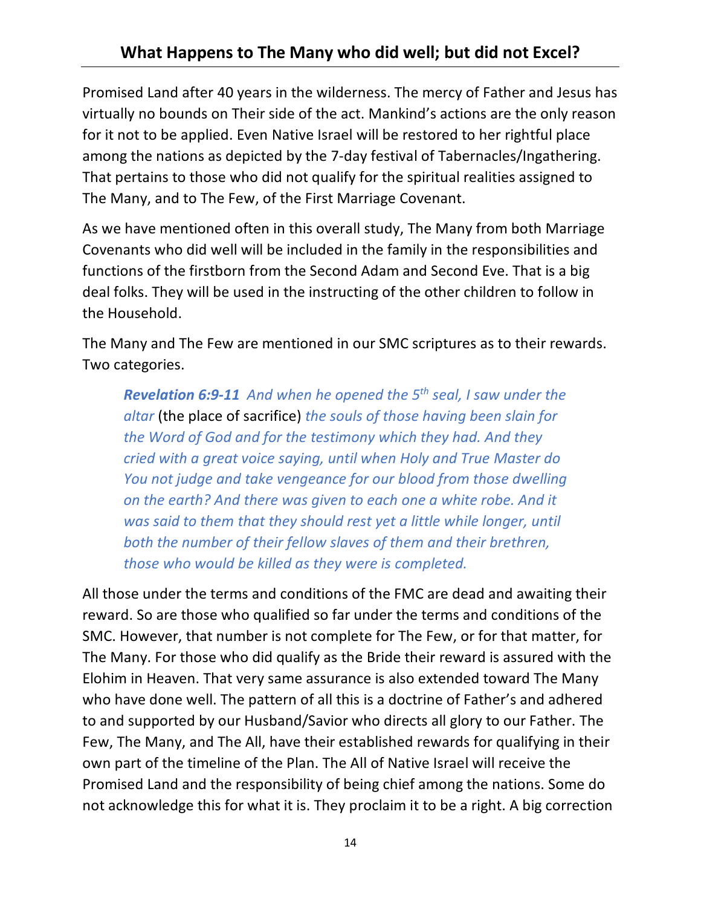Promised Land after 40 years in the wilderness. The mercy of Father and Jesus has virtually no bounds on Their side of the act. Mankind's actions are the only reason for it not to be applied. Even Native Israel will be restored to her rightful place among the nations as depicted by the 7-day festival of Tabernacles/Ingathering. That pertains to those who did not qualify for the spiritual realities assigned to The Many, and to The Few, of the First Marriage Covenant.

As we have mentioned often in this overall study, The Many from both Marriage Covenants who did well will be included in the family in the responsibilities and functions of the firstborn from the Second Adam and Second Eve. That is a big deal folks. They will be used in the instructing of the other children to follow in the Household.

The Many and The Few are mentioned in our SMC scriptures as to their rewards. Two categories.

> ***Revelation 6:9-11*** *And when he opened the 5th seal, I saw under the altar* (the place of sacrifice) *the souls of those having been slain for the Word of God and for the testimony which they had. And they cried with a great voice saying, until when Holy and True Master do You not judge and take vengeance for our blood from those dwelling on the earth? And there was given to each one a white robe. And it was said to them that they should rest yet a little while longer, until both the number of their fellow slaves of them and their brethren, those who would be killed as they were is completed.*

All those under the terms and conditions of the FMC are dead and awaiting their reward. So are those who qualified so far under the terms and conditions of the SMC. However, that number is not complete for The Few, or for that matter, for The Many. For those who did qualify as the Bride their reward is assured with the Elohim in Heaven. That very same assurance is also extended toward The Many who have done well. The pattern of all this is a doctrine of Father's and adhered to and supported by our Husband/Savior who directs all glory to our Father. The Few, The Many, and The All, have their established rewards for qualifying in their own part of the timeline of the Plan. The All of Native Israel will receive the Promised Land and the responsibility of being chief among the nations. Some do not acknowledge this for what it is. They proclaim it to be a right. A big correction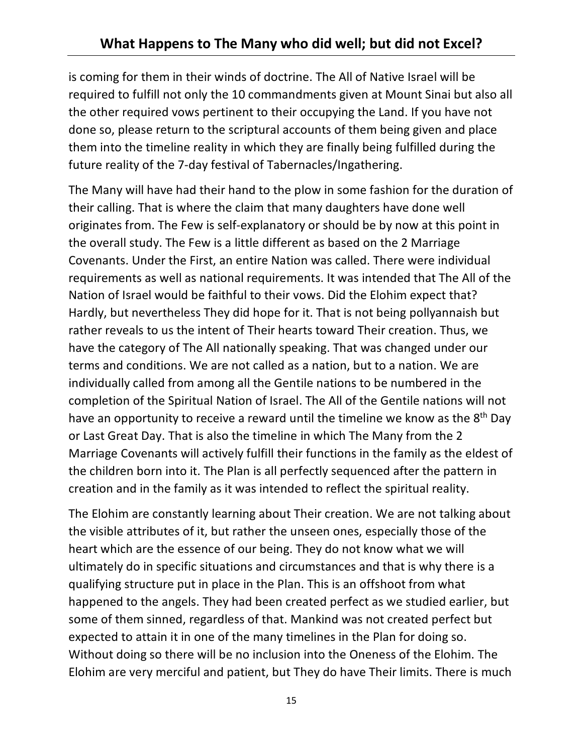is coming for them in their winds of doctrine. The All of Native Israel will be required to fulfill not only the 10 commandments given at Mount Sinai but also all the other required vows pertinent to their occupying the Land. If you have not done so, please return to the scriptural accounts of them being given and place them into the timeline reality in which they are finally being fulfilled during the future reality of the 7-day festival of Tabernacles/Ingathering.

The Many will have had their hand to the plow in some fashion for the duration of their calling. That is where the claim that many daughters have done well originates from. The Few is self-explanatory or should be by now at this point in the overall study. The Few is a little different as based on the 2 Marriage Covenants. Under the First, an entire Nation was called. There were individual requirements as well as national requirements. It was intended that The All of the Nation of Israel would be faithful to their vows. Did the Elohim expect that? Hardly, but nevertheless They did hope for it. That is not being pollyannaish but rather reveals to us the intent of Their hearts toward Their creation. Thus, we have the category of The All nationally speaking. That was changed under our terms and conditions. We are not called as a nation, but to a nation. We are individually called from among all the Gentile nations to be numbered in the completion of the Spiritual Nation of Israel. The All of the Gentile nations will not have an opportunity to receive a reward until the timeline we know as the 8th Day or Last Great Day. That is also the timeline in which The Many from the 2 Marriage Covenants will actively fulfill their functions in the family as the eldest of the children born into it. The Plan is all perfectly sequenced after the pattern in creation and in the family as it was intended to reflect the spiritual reality.

The Elohim are constantly learning about Their creation. We are not talking about the visible attributes of it, but rather the unseen ones, especially those of the heart which are the essence of our being. They do not know what we will ultimately do in specific situations and circumstances and that is why there is a qualifying structure put in place in the Plan. This is an offshoot from what happened to the angels. They had been created perfect as we studied earlier, but some of them sinned, regardless of that. Mankind was not created perfect but expected to attain it in one of the many timelines in the Plan for doing so. Without doing so there will be no inclusion into the Oneness of the Elohim. The Elohim are very merciful and patient, but They do have Their limits. There is much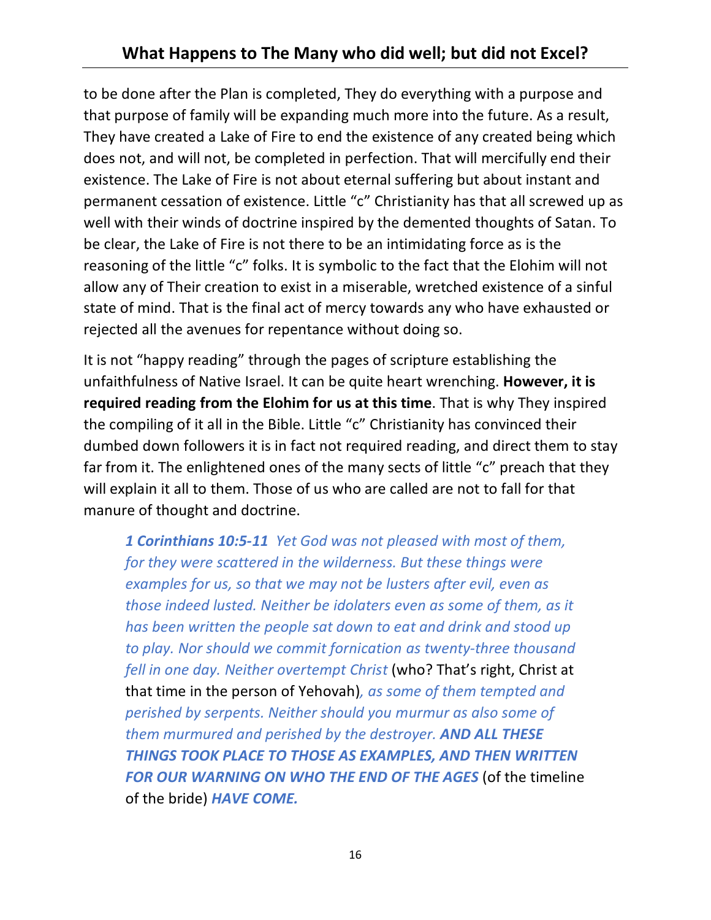to be done after the Plan is completed, They do everything with a purpose and that purpose of family will be expanding much more into the future. As a result, They have created a Lake of Fire to end the existence of any created being which does not, and will not, be completed in perfection. That will mercifully end their existence. The Lake of Fire is not about eternal suffering but about instant and permanent cessation of existence. Little "c" Christianity has that all screwed up as well with their winds of doctrine inspired by the demented thoughts of Satan. To be clear, the Lake of Fire is not there to be an intimidating force as is the reasoning of the little "c" folks. It is symbolic to the fact that the Elohim will not allow any of Their creation to exist in a miserable, wretched existence of a sinful state of mind. That is the final act of mercy towards any who have exhausted or rejected all the avenues for repentance without doing so.

It is not "happy reading" through the pages of scripture establishing the unfaithfulness of Native Israel. It can be quite heart wrenching. **However, it is required reading from the Elohim for us at this time**. That is why They inspired the compiling of it all in the Bible. Little "c" Christianity has convinced their dumbed down followers it is in fact not required reading, and direct them to stay far from it. The enlightened ones of the many sects of little "c" preach that they will explain it all to them. Those of us who are called are not to fall for that manure of thought and doctrine.

> ***1 Corinthians 10:5-11*** *Yet God was not pleased with most of them, for they were scattered in the wilderness. But these things were examples for us, so that we may not be lusters after evil, even as those indeed lusted. Neither be idolaters even as some of them, as it has been written the people sat down to eat and drink and stood up to play. Nor should we commit fornication as twenty-three thousand fell in one day. Neither overtempt Christ* (who? That's right, Christ at that time in the person of Yehovah)*, as some of them tempted and perished by serpents. Neither should you murmur as also some of them murmured and perished by the destroyer.* ***AND ALL THESE THINGS TOOK PLACE TO THOSE AS EXAMPLES, AND THEN WRITTEN FOR OUR WARNING ON WHO THE END OF THE AGES*** (of the timeline of the bride) ***HAVE COME.***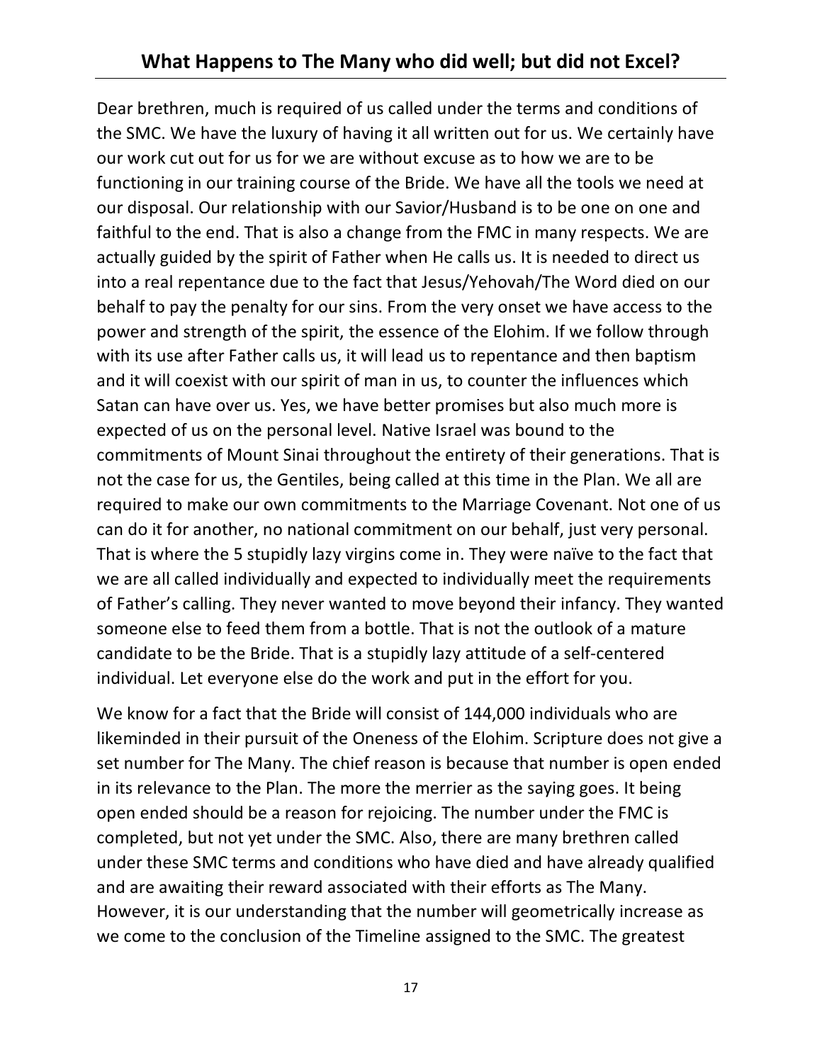## What Happens to The Many who did well; but did not Excel?

Dear brethren, much is required of us called under the terms and conditions of the SMC. We have the luxury of having it all written out for us. We certainly have our work cut out for us for we are without excuse as to how we are to be functioning in our training course of the Bride. We have all the tools we need at our disposal. Our relationship with our Savior/Husband is to be one on one and faithful to the end. That is also a change from the FMC in many respects. We are actually guided by the spirit of Father when He calls us. It is needed to direct us into a real repentance due to the fact that Jesus/Yehovah/The Word died on our behalf to pay the penalty for our sins. From the very onset we have access to the power and strength of the spirit, the essence of the Elohim. If we follow through with its use after Father calls us, it will lead us to repentance and then baptism and it will coexist with our spirit of man in us, to counter the influences which Satan can have over us. Yes, we have better promises but also much more is expected of us on the personal level. Native Israel was bound to the commitments of Mount Sinai throughout the entirety of their generations. That is not the case for us, the Gentiles, being called at this time in the Plan. We all are required to make our own commitments to the Marriage Covenant. Not one of us can do it for another, no national commitment on our behalf, just very personal. That is where the 5 stupidly lazy virgins come in. They were naïve to the fact that we are all called individually and expected to individually meet the requirements of Father's calling. They never wanted to move beyond their infancy. They wanted someone else to feed them from a bottle. That is not the outlook of a mature candidate to be the Bride. That is a stupidly lazy attitude of a self-centered individual. Let everyone else do the work and put in the effort for you.

We know for a fact that the Bride will consist of 144,000 individuals who are likeminded in their pursuit of the Oneness of the Elohim. Scripture does not give a set number for The Many. The chief reason is because that number is open ended in its relevance to the Plan. The more the merrier as the saying goes. It being open ended should be a reason for rejoicing. The number under the FMC is completed, but not yet under the SMC. Also, there are many brethren called under these SMC terms and conditions who have died and have already qualified and are awaiting their reward associated with their efforts as The Many. However, it is our understanding that the number will geometrically increase as we come to the conclusion of the Timeline assigned to the SMC. The greatest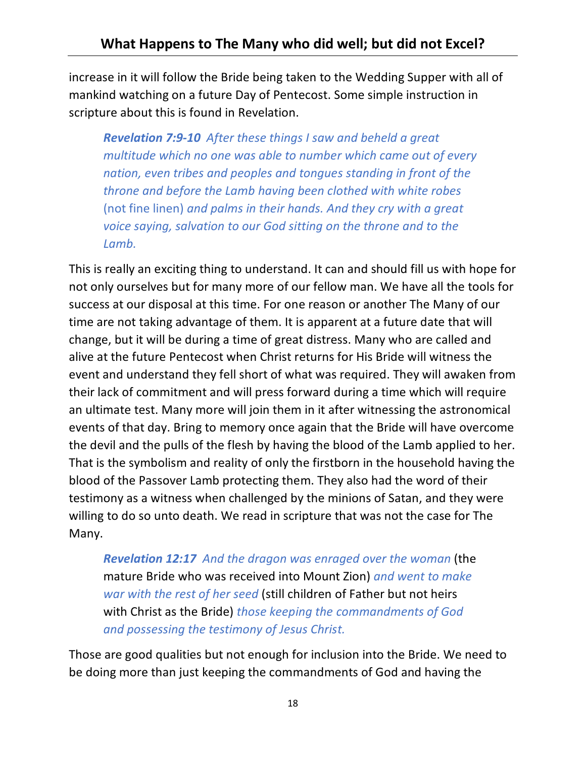increase in it will follow the Bride being taken to the Wedding Supper with all of mankind watching on a future Day of Pentecost. Some simple instruction in scripture about this is found in Revelation.

> ***Revelation 7:9-10*** *After these things I saw and beheld a great multitude which no one was able to number which came out of every nation, even tribes and peoples and tongues standing in front of the throne and before the Lamb having been clothed with white robes* (not fine linen) *and palms in their hands. And they cry with a great voice saying, salvation to our God sitting on the throne and to the Lamb.*

This is really an exciting thing to understand. It can and should fill us with hope for not only ourselves but for many more of our fellow man. We have all the tools for success at our disposal at this time. For one reason or another The Many of our time are not taking advantage of them. It is apparent at a future date that will change, but it will be during a time of great distress. Many who are called and alive at the future Pentecost when Christ returns for His Bride will witness the event and understand they fell short of what was required. They will awaken from their lack of commitment and will press forward during a time which will require an ultimate test. Many more will join them in it after witnessing the astronomical events of that day. Bring to memory once again that the Bride will have overcome the devil and the pulls of the flesh by having the blood of the Lamb applied to her. That is the symbolism and reality of only the firstborn in the household having the blood of the Passover Lamb protecting them. They also had the word of their testimony as a witness when challenged by the minions of Satan, and they were willing to do so unto death. We read in scripture that was not the case for The Many.

> ***Revelation 12:17*** *And the dragon was enraged over the woman* (the mature Bride who was received into Mount Zion) *and went to make war with the rest of her seed* (still children of Father but not heirs with Christ as the Bride) *those keeping the commandments of God and possessing the testimony of Jesus Christ.*

Those are good qualities but not enough for inclusion into the Bride. We need to be doing more than just keeping the commandments of God and having the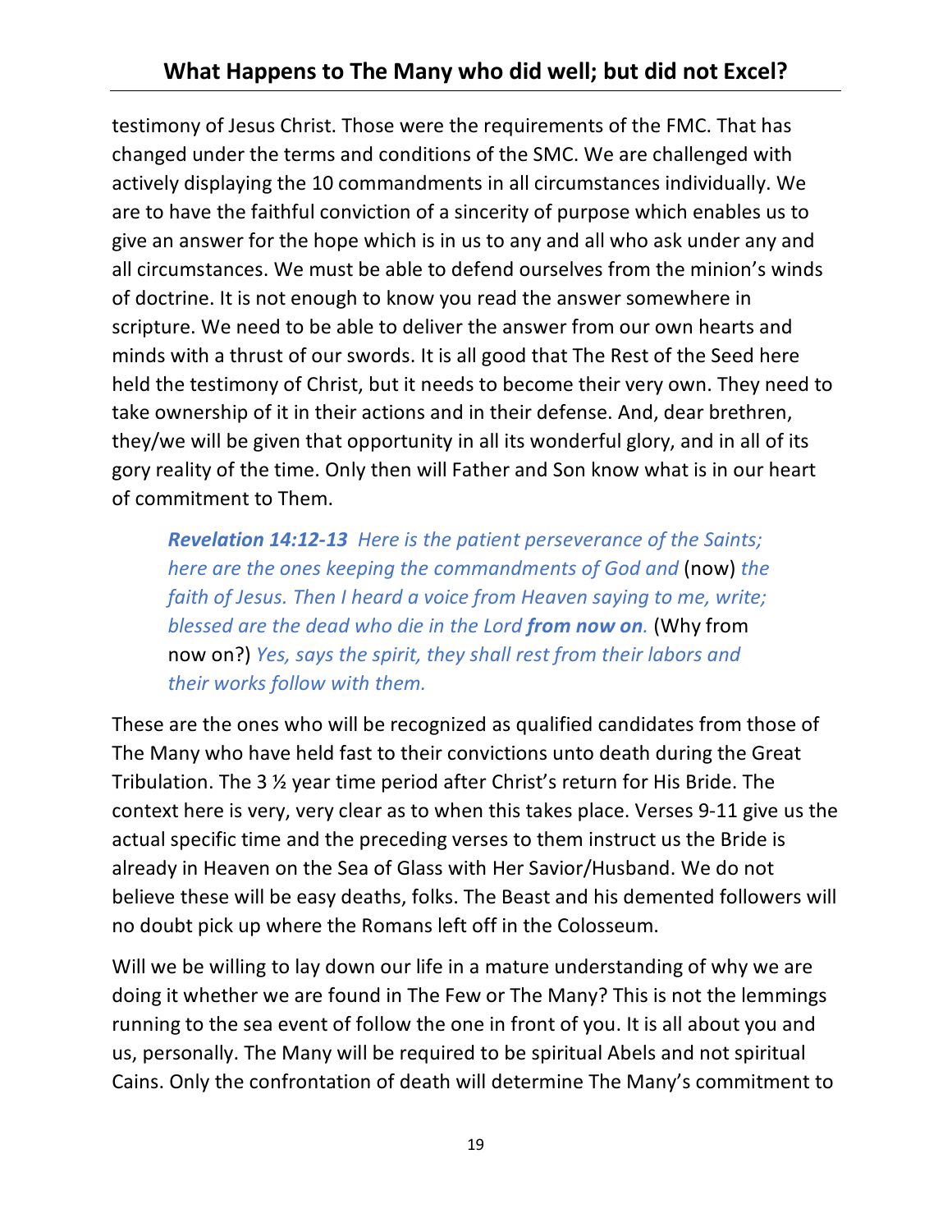testimony of Jesus Christ. Those were the requirements of the FMC. That has changed under the terms and conditions of the SMC. We are challenged with actively displaying the 10 commandments in all circumstances individually. We are to have the faithful conviction of a sincerity of purpose which enables us to give an answer for the hope which is in us to any and all who ask under any and all circumstances. We must be able to defend ourselves from the minion's winds of doctrine. It is not enough to know you read the answer somewhere in scripture. We need to be able to deliver the answer from our own hearts and minds with a thrust of our swords. It is all good that The Rest of the Seed here held the testimony of Christ, but it needs to become their very own. They need to take ownership of it in their actions and in their defense. And, dear brethren, they/we will be given that opportunity in all its wonderful glory, and in all of its gory reality of the time. Only then will Father and Son know what is in our heart of commitment to Them.

> ***Revelation 14:12-13*** *Here is the patient perseverance of the Saints; here are the ones keeping the commandments of God and* (now) *the faith of Jesus. Then I heard a voice from Heaven saying to me, write; blessed are the dead who die in the Lord **from now on**.* (Why from now on?) *Yes, says the spirit, they shall rest from their labors and their works follow with them.*

These are the ones who will be recognized as qualified candidates from those of The Many who have held fast to their convictions unto death during the Great Tribulation. The 3 ½ year time period after Christ's return for His Bride. The context here is very, very clear as to when this takes place. Verses 9-11 give us the actual specific time and the preceding verses to them instruct us the Bride is already in Heaven on the Sea of Glass with Her Savior/Husband. We do not believe these will be easy deaths, folks. The Beast and his demented followers will no doubt pick up where the Romans left off in the Colosseum.

Will we be willing to lay down our life in a mature understanding of why we are doing it whether we are found in The Few or The Many? This is not the lemmings running to the sea event of follow the one in front of you. It is all about you and us, personally. The Many will be required to be spiritual Abels and not spiritual Cains. Only the confrontation of death will determine The Many's commitment to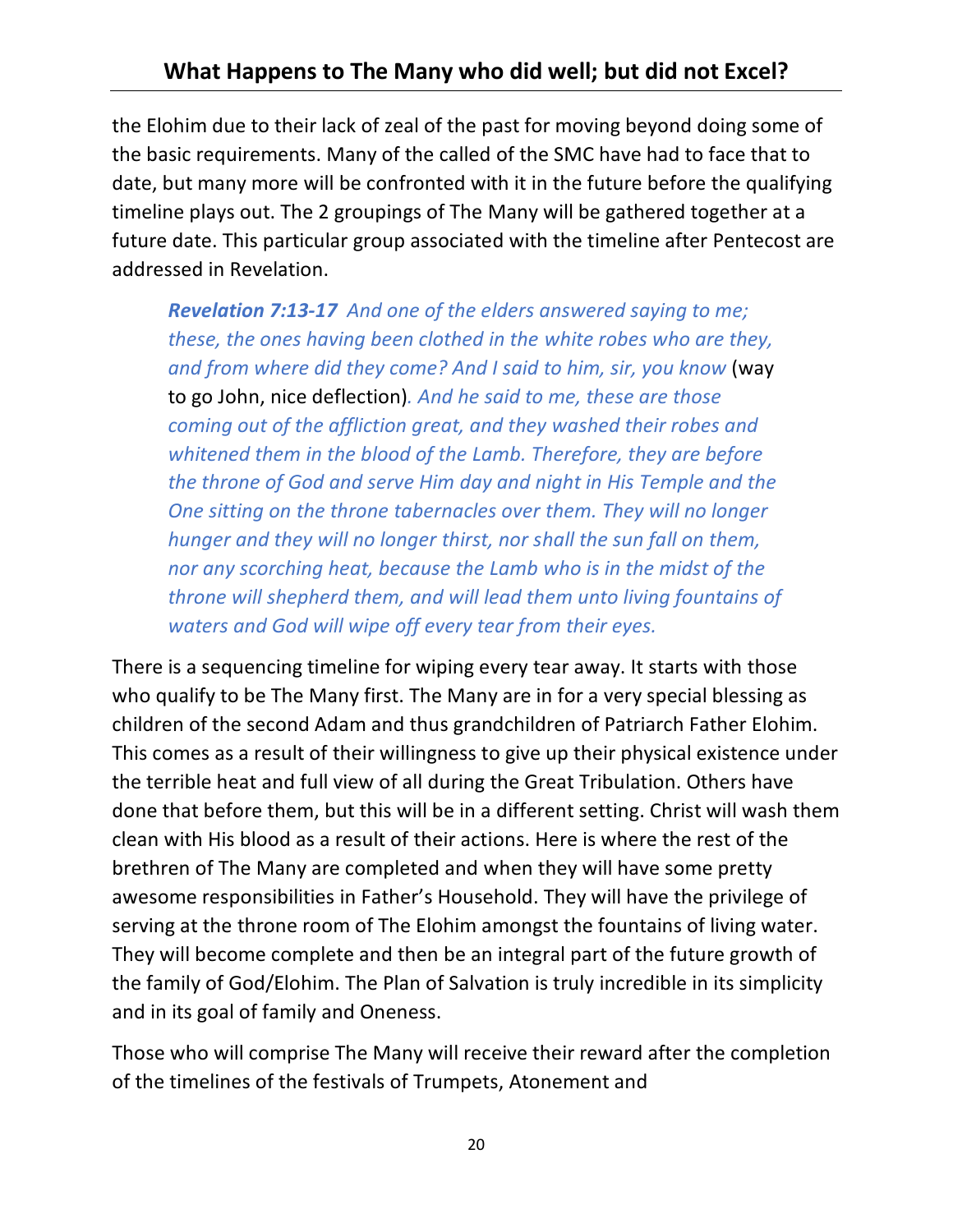the Elohim due to their lack of zeal of the past for moving beyond doing some of the basic requirements. Many of the called of the SMC have had to face that to date, but many more will be confronted with it in the future before the qualifying timeline plays out. The 2 groupings of The Many will be gathered together at a future date. This particular group associated with the timeline after Pentecost are addressed in Revelation.

> ***Revelation 7:13-17*** *And one of the elders answered saying to me; these, the ones having been clothed in the white robes who are they, and from where did they come? And I said to him, sir, you know* (way to go John, nice deflection)*. And he said to me, these are those coming out of the affliction great, and they washed their robes and whitened them in the blood of the Lamb. Therefore, they are before the throne of God and serve Him day and night in His Temple and the One sitting on the throne tabernacles over them. They will no longer hunger and they will no longer thirst, nor shall the sun fall on them, nor any scorching heat, because the Lamb who is in the midst of the throne will shepherd them, and will lead them unto living fountains of waters and God will wipe off every tear from their eyes.*

There is a sequencing timeline for wiping every tear away. It starts with those who qualify to be The Many first. The Many are in for a very special blessing as children of the second Adam and thus grandchildren of Patriarch Father Elohim. This comes as a result of their willingness to give up their physical existence under the terrible heat and full view of all during the Great Tribulation. Others have done that before them, but this will be in a different setting. Christ will wash them clean with His blood as a result of their actions. Here is where the rest of the brethren of The Many are completed and when they will have some pretty awesome responsibilities in Father's Household. They will have the privilege of serving at the throne room of The Elohim amongst the fountains of living water. They will become complete and then be an integral part of the future growth of the family of God/Elohim. The Plan of Salvation is truly incredible in its simplicity and in its goal of family and Oneness.

Those who will comprise The Many will receive their reward after the completion of the timelines of the festivals of Trumpets, Atonement and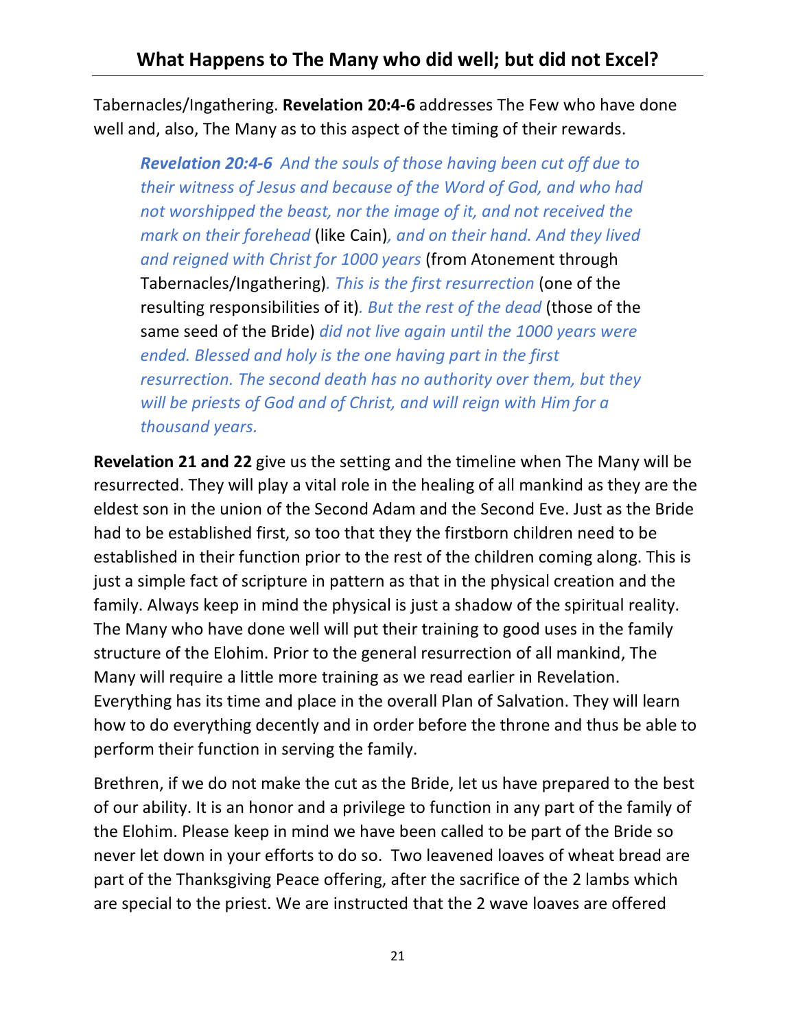Tabernacles/Ingathering. **Revelation 20:4-6** addresses The Few who have done well and, also, The Many as to this aspect of the timing of their rewards.

> ***Revelation 20:4-6*** *And the souls of those having been cut off due to their witness of Jesus and because of the Word of God, and who had not worshipped the beast, nor the image of it, and not received the mark on their forehead* (like Cain)*, and on their hand. And they lived and reigned with Christ for 1000 years* (from Atonement through Tabernacles/Ingathering)*. This is the first resurrection* (one of the resulting responsibilities of it)*. But the rest of the dead* (those of the same seed of the Bride) *did not live again until the 1000 years were ended. Blessed and holy is the one having part in the first resurrection. The second death has no authority over them, but they will be priests of God and of Christ, and will reign with Him for a thousand years.*

**Revelation 21 and 22** give us the setting and the timeline when The Many will be resurrected. They will play a vital role in the healing of all mankind as they are the eldest son in the union of the Second Adam and the Second Eve. Just as the Bride had to be established first, so too that they the firstborn children need to be established in their function prior to the rest of the children coming along. This is just a simple fact of scripture in pattern as that in the physical creation and the family. Always keep in mind the physical is just a shadow of the spiritual reality. The Many who have done well will put their training to good uses in the family structure of the Elohim. Prior to the general resurrection of all mankind, The Many will require a little more training as we read earlier in Revelation. Everything has its time and place in the overall Plan of Salvation. They will learn how to do everything decently and in order before the throne and thus be able to perform their function in serving the family.

Brethren, if we do not make the cut as the Bride, let us have prepared to the best of our ability. It is an honor and a privilege to function in any part of the family of the Elohim. Please keep in mind we have been called to be part of the Bride so never let down in your efforts to do so. Two leavened loaves of wheat bread are part of the Thanksgiving Peace offering, after the sacrifice of the 2 lambs which are special to the priest. We are instructed that the 2 wave loaves are offered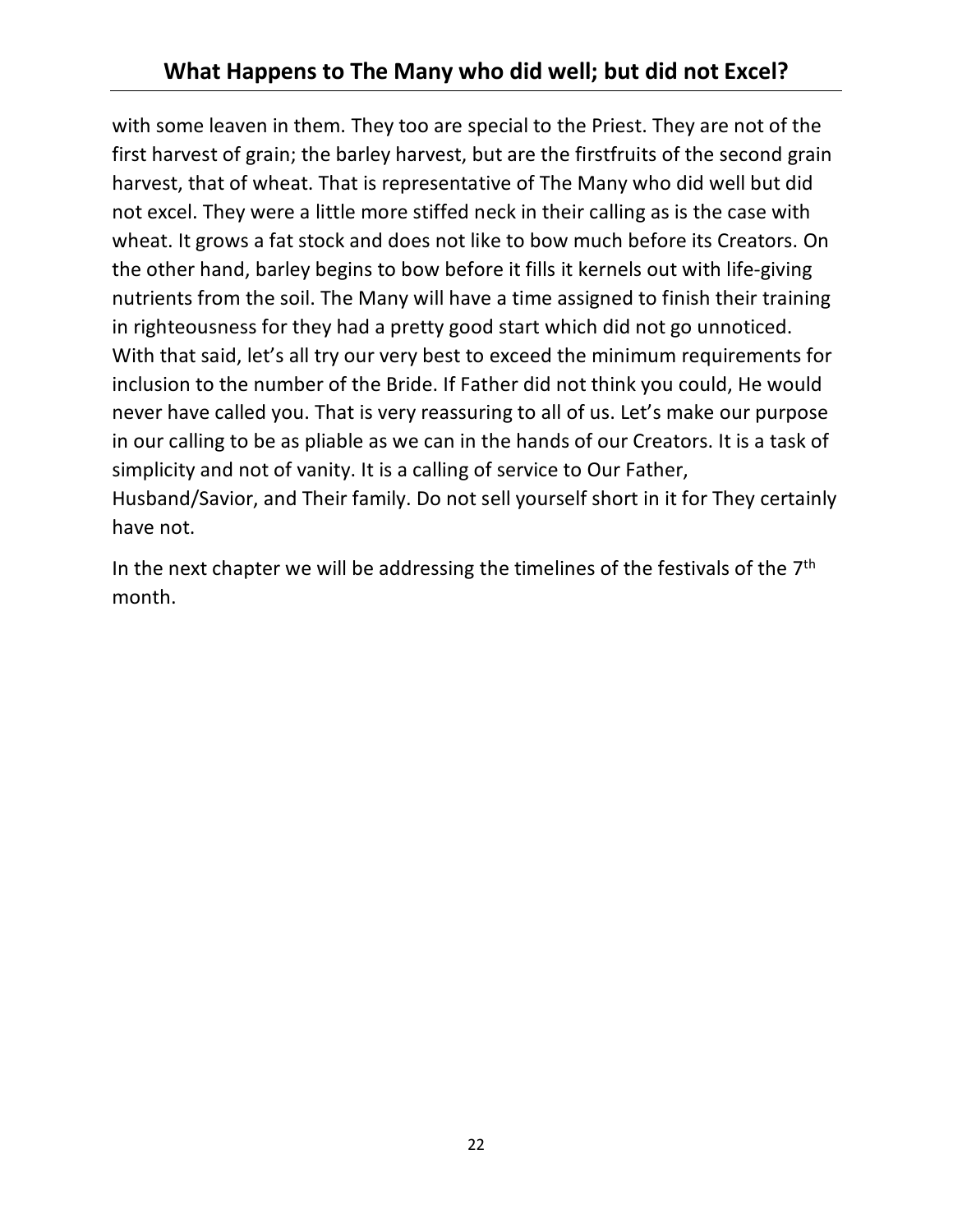with some leaven in them. They too are special to the Priest. They are not of the first harvest of grain; the barley harvest, but are the firstfruits of the second grain harvest, that of wheat. That is representative of The Many who did well but did not excel. They were a little more stiffed neck in their calling as is the case with wheat. It grows a fat stock and does not like to bow much before its Creators. On the other hand, barley begins to bow before it fills it kernels out with life-giving nutrients from the soil. The Many will have a time assigned to finish their training in righteousness for they had a pretty good start which did not go unnoticed. With that said, let's all try our very best to exceed the minimum requirements for inclusion to the number of the Bride. If Father did not think you could, He would never have called you. That is very reassuring to all of us. Let's make our purpose in our calling to be as pliable as we can in the hands of our Creators. It is a task of simplicity and not of vanity. It is a calling of service to Our Father, Husband/Savior, and Their family. Do not sell yourself short in it for They certainly have not.

In the next chapter we will be addressing the timelines of the festivals of the 7th month.